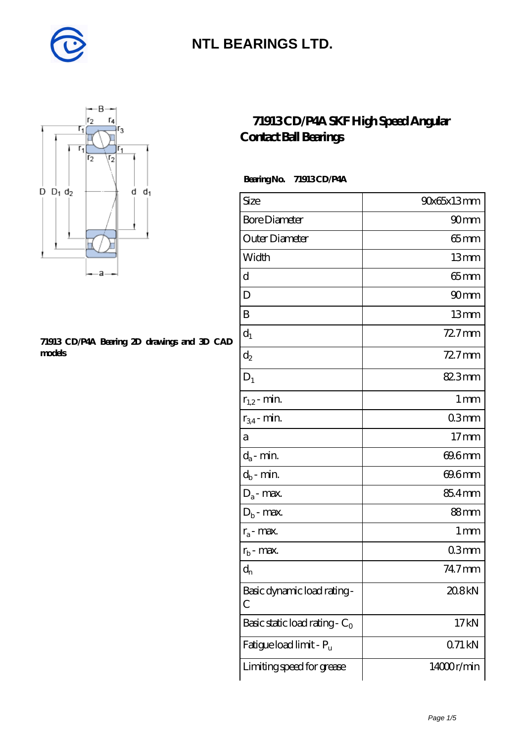NTL BEARINGS LTD.

# 71913 CD/P4A SKF High Speed Angular Contact Ball Bearings

71913 CD/P4A Bearing 2D drawings and 3D CAD models

**Bearing No. 71913 CD/P4A**

| Size | 90x65x13 mm |
|---|---|
| Bore Diameter | 90 mm |
| Outer Diameter | 65 mm |
| Width | 13 mm |
| d | 65 mm |
| D | 90 mm |
| B | 13 mm |
| $d_1$ | 72.7 mm |
| $d_2$ | 72.7 mm |
| $D_1$ | 82.3 mm |
| $r_{1,2}$ - min. | 1 mm |
| $r_{3,4}$ - min. | 0.3 mm |
| a | 17 mm |
| $d_a$ - min. | 69.6 mm |
| $d_b$ - min. | 69.6 mm |
| $D_a$ - max. | 85.4 mm |
| $D_b$ - max. | 88 mm |
| $r_a$ - max. | 1 mm |
| $r_b$ - max. | 0.3 mm |
| $d_n$ | 74.7 mm |
| Basic dynamic load rating - C | 20.8 kN |
| Basic static load rating - $C_0$ | 17 kN |
| Fatigue load limit - $P_u$ | 0.71 kN |
| Limiting speed for grease | 14000 r/min |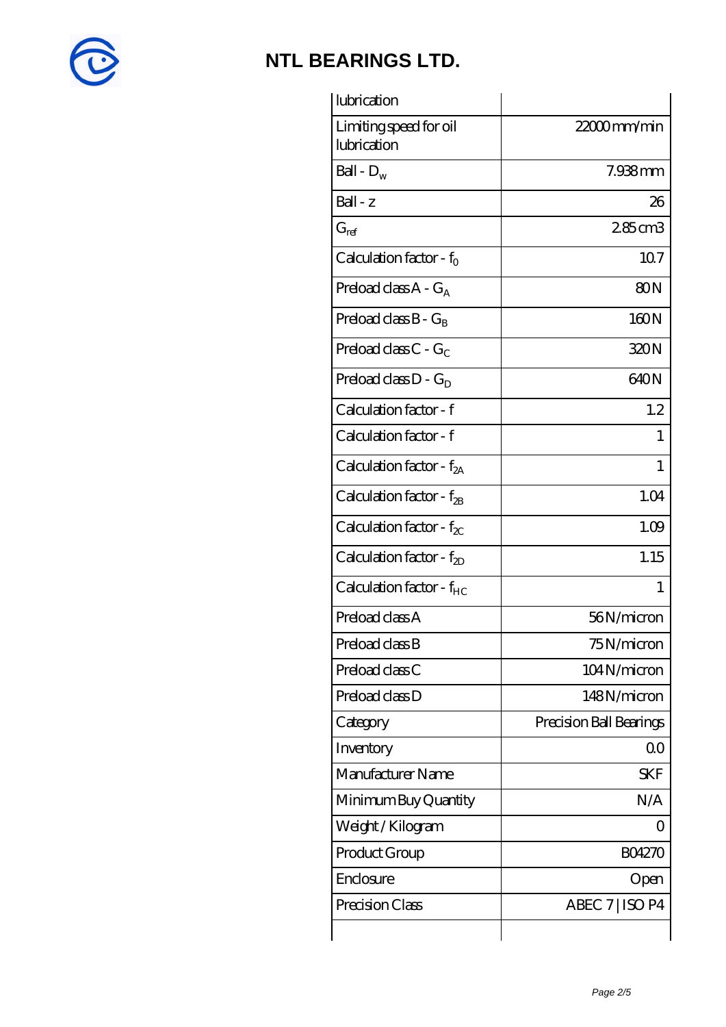# NTL BEARINGS LTD.

| | |
|---|---|
| lubrication | |
| Limiting speed for oil lubrication | 22000 mm/min |
| Ball - $D_w$ | 7.938 mm |
| Ball - z | 26 |
| $G_{ref}$ | 2.85 cm3 |
| Calculation factor - $f_0$ | 10.7 |
| Preload class A - $G_A$ | 80 N |
| Preload class B - $G_B$ | 160 N |
| Preload class C - $G_C$ | 320 N |
| Preload class D - $G_D$ | 640 N |
| Calculation factor - f | 1.2 |
| Calculation factor - f | 1 |
| Calculation factor - $f_{2A}$ | 1 |
| Calculation factor - $f_{2B}$ | 1.04 |
| Calculation factor - $f_{2C}$ | 1.09 |
| Calculation factor - $f_{2D}$ | 1.15 |
| Calculation factor - $f_{HC}$ | 1 |
| Preload class A | 56 N/micron |
| Preload class B | 75 N/micron |
| Preload class C | 104 N/micron |
| Preload class D | 148 N/micron |
| Category | Precision Ball Bearings |
| Inventory | 0.0 |
| Manufacturer Name | SKF |
| Minimum Buy Quantity | N/A |
| Weight / Kilogram | 0 |
| Product Group | B04270 |
| Enclosure | Open |
| Precision Class | ABEC 7 \| ISO P4 |
| | |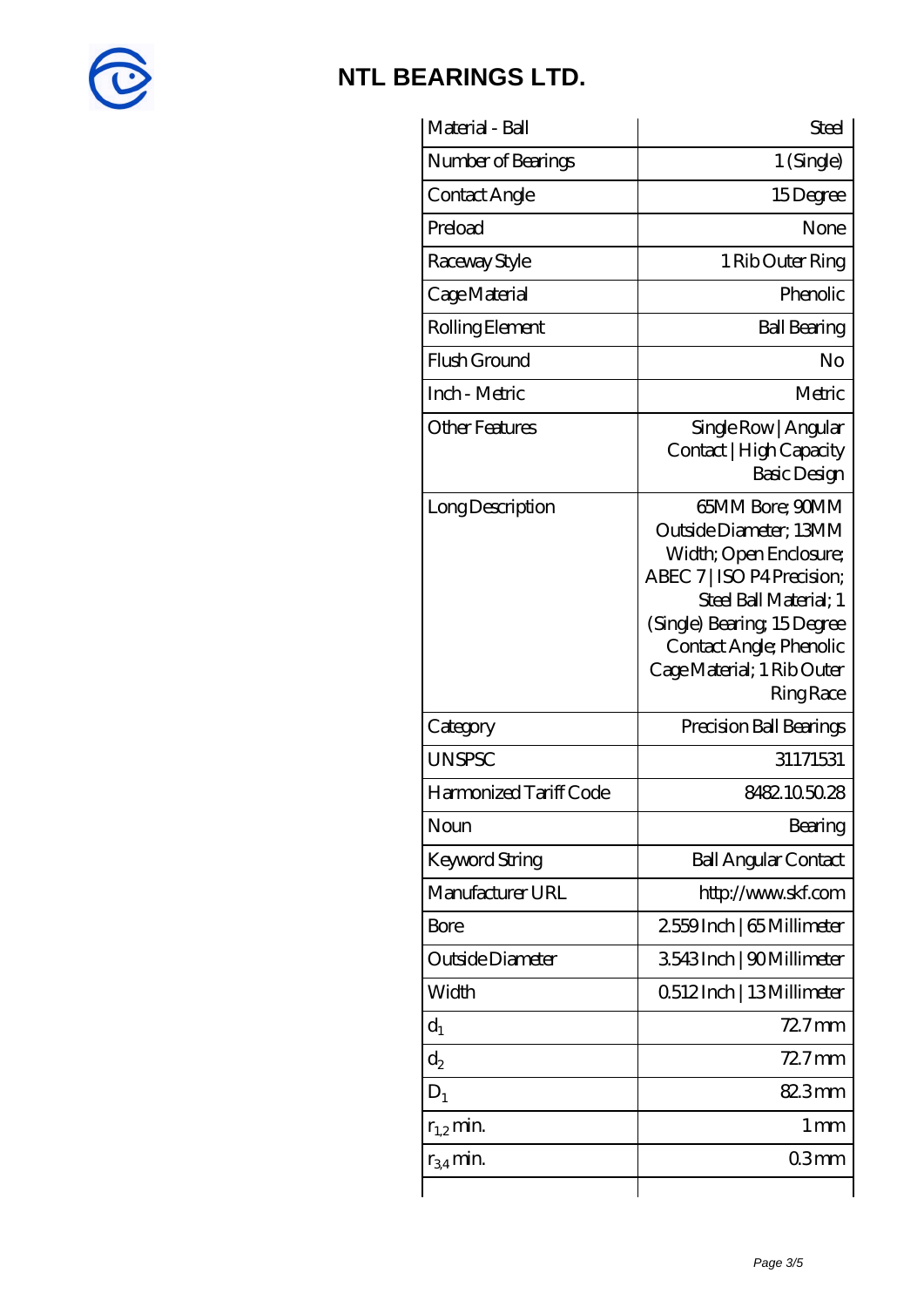# NTL BEARINGS LTD.

| | |
|---|---|
| Material - Ball | Steel |
| Number of Bearings | 1 (Single) |
| Contact Angle | 15 Degree |
| Preload | None |
| Raceway Style | 1 Rib Outer Ring |
| Cage Material | Phenolic |
| Rolling Element | Ball Bearing |
| Flush Ground | No |
| Inch - Metric | Metric |
| Other Features | Single Row \| Angular Contact \| High Capacity Basic Design |
| Long Description | 65MM Bore; 90MM Outside Diameter; 13MM Width; Open Enclosure; ABEC 7 \| ISO P4 Precision; Steel Ball Material; 1 (Single) Bearing; 15 Degree Contact Angle; Phenolic Cage Material; 1 Rib Outer Ring Race |
| Category | Precision Ball Bearings |
| UNSPSC | 31171531 |
| Harmonized Tariff Code | 8482.10.50.28 |
| Noun | Bearing |
| Keyword String | Ball Angular Contact |
| Manufacturer URL | http://www.skf.com |
| Bore | 2.559 Inch \| 65 Millimeter |
| Outside Diameter | 3.543 Inch \| 90 Millimeter |
| Width | 0.512 Inch \| 13 Millimeter |
| $d_1$ | 72.7 mm |
| $d_2$ | 72.7 mm |
| $D_1$ | 82.3 mm |
| $r_{1,2}$ min. | 1 mm |
| $r_{3,4}$ min. | 0.3 mm |
| | |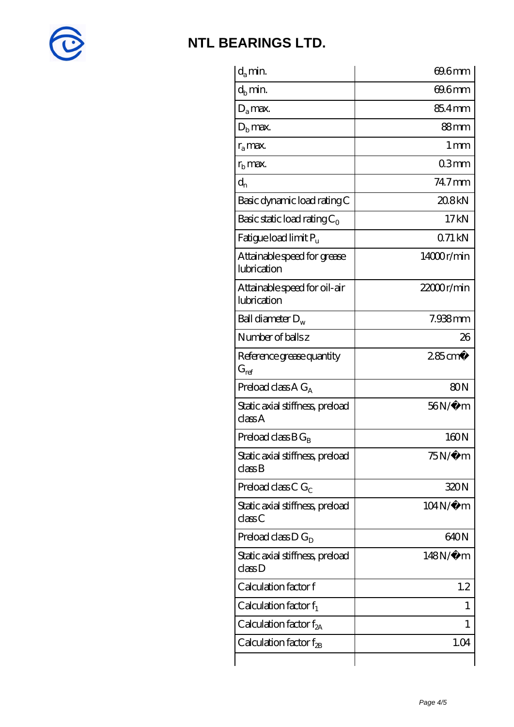# NTL BEARINGS LTD.

| | |
|---|---|
| $d_a$ min. | 69.6 mm |
| $d_b$ min. | 69.6 mm |
| $D_a$ max. | 85.4 mm |
| $D_b$ max. | 88 mm |
| $r_a$ max. | 1 mm |
| $r_b$ max. | 0.3 mm |
| $d_n$ | 74.7 mm |
| Basic dynamic load rating C | 20.8 kN |
| Basic static load rating $C_0$ | 17 kN |
| Fatigue load limit $P_u$ | 0.71 kN |
| Attainable speed for grease lubrication | 14000 r/min |
| Attainable speed for oil-air lubrication | 22000 r/min |
| Ball diameter $D_w$ | 7.938 mm |
| Number of balls z | 26 |
| Reference grease quantity $G_{ref}$ | 2.85 cm� |
| Preload class A $G_A$ | 80 N |
| Static axial stiffness, preload class A | 56 N/�m |
| Preload class B $G_B$ | 160 N |
| Static axial stiffness, preload class B | 75 N/�m |
| Preload class C $G_C$ | 320 N |
| Static axial stiffness, preload class C | 104 N/�m |
| Preload class D $G_D$ | 640 N |
| Static axial stiffness, preload class D | 148 N/�m |
| Calculation factor f | 1.2 |
| Calculation factor $f_1$ | 1 |
| Calculation factor $f_{2A}$ | 1 |
| Calculation factor $f_{2B}$ | 1.04 |
| | |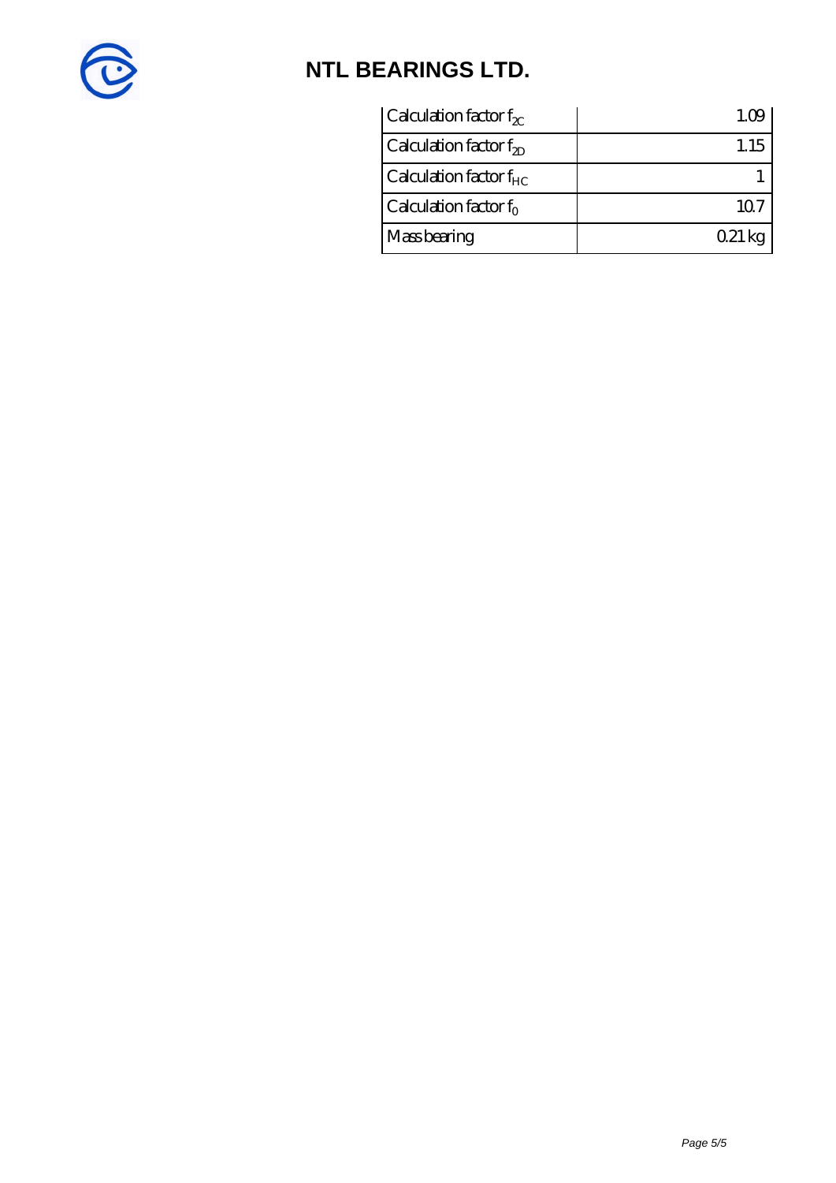# NTL BEARINGS LTD.

| | |
|---|---|
| Calculation factor $f_{2C}$ | 1.09 |
| Calculation factor $f_{2D}$ | 1.15 |
| Calculation factor $f_{HC}$ | 1 |
| Calculation factor $f_0$ | 10.7 |
| Mass bearing | 0.21 kg |